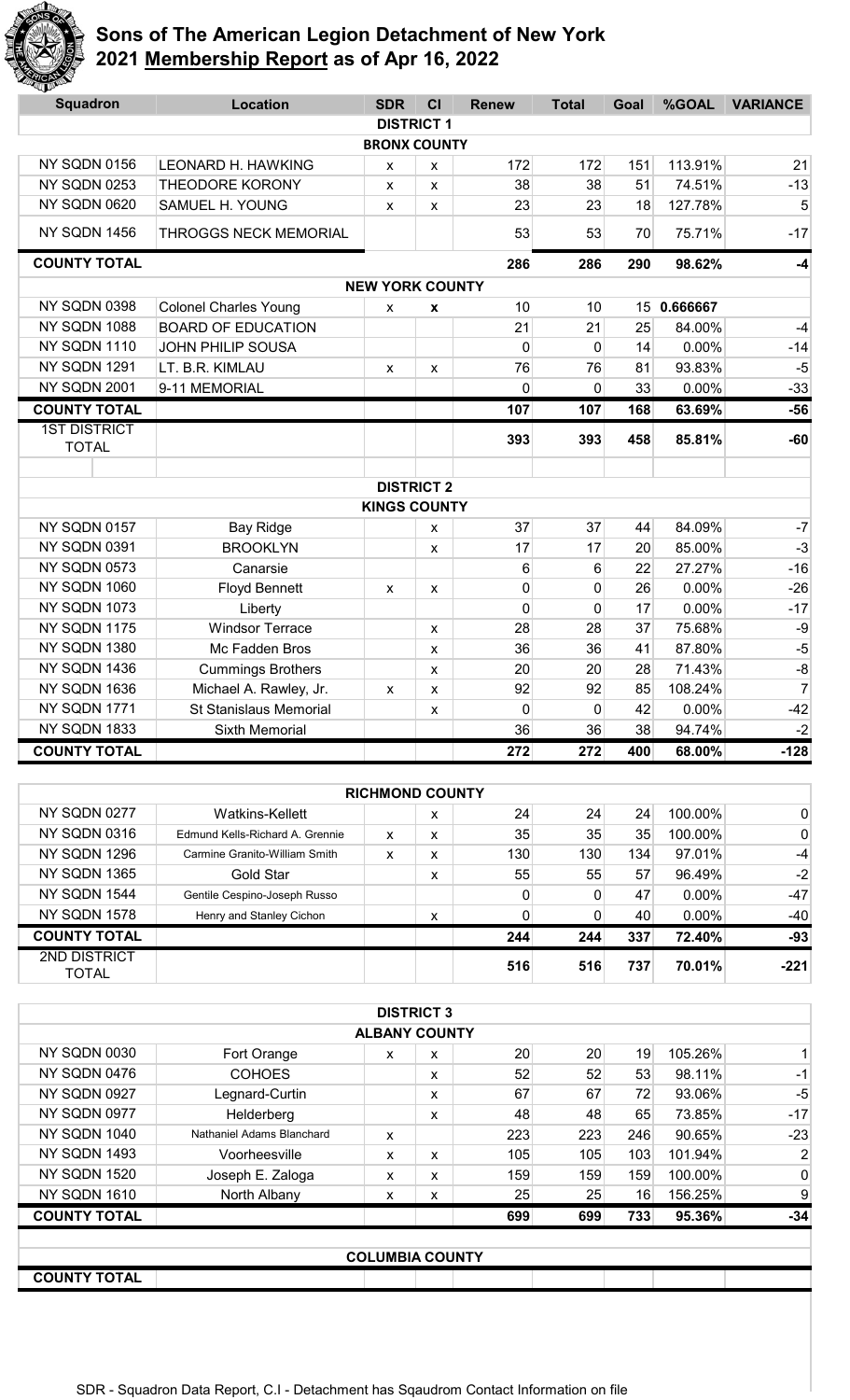# Sons of The American Legion Detachment of New York
## 2021 Membership Report as of Apr 16, 2022

| Squadron | Location | SDR | CI | Renew | Total | Goal | %GOAL | VARIANCE |
|---|---|---|---|---|---|---|---|---|
| | | **DISTRICT 1** | | | | | | |
| | | **BRONX COUNTY** | | | | | | |
| NY SQDN 0156 | LEONARD H. HAWKING | x | x | 172 | 172 | 151 | 113.91% | 21 |
| NY SQDN 0253 | THEODORE KORONY | x | x | 38 | 38 | 51 | 74.51% | -13 |
| NY SQDN 0620 | SAMUEL H. YOUNG | x | x | 23 | 23 | 18 | 127.78% | 5 |
| NY SQDN 1456 | THROGGS NECK MEMORIAL | | | 53 | 53 | 70 | 75.71% | -17 |
| **COUNTY TOTAL** | | | | **286** | **286** | **290** | **98.62%** | **-4** |
| | | **NEW YORK COUNTY** | | | | | | |
| NY SQDN 0398 | Colonel Charles Young | x | **x** | 10 | 10 | 15 | 0.666667 | |
| NY SQDN 1088 | BOARD OF EDUCATION | | | 21 | 21 | 25 | 84.00% | -4 |
| NY SQDN 1110 | JOHN PHILIP SOUSA | | | 0 | 0 | 14 | 0.00% | -14 |
| NY SQDN 1291 | LT. B.R. KIMLAU | x | x | 76 | 76 | 81 | 93.83% | -5 |
| NY SQDN 2001 | 9-11 MEMORIAL | | | 0 | 0 | 33 | 0.00% | -33 |
| **COUNTY TOTAL** | | | | **107** | **107** | **168** | **63.69%** | **-56** |
| 1ST DISTRICT TOTAL | | | | **393** | **393** | **458** | **85.81%** | **-60** |
| | | **DISTRICT 2** | | | | | | |
| | | **KINGS COUNTY** | | | | | | |
| NY SQDN 0157 | Bay Ridge | | x | 37 | 37 | 44 | 84.09% | -7 |
| NY SQDN 0391 | BROOKLYN | | x | 17 | 17 | 20 | 85.00% | -3 |
| NY SQDN 0573 | Canarsie | | | 6 | 6 | 22 | 27.27% | -16 |
| NY SQDN 1060 | Floyd Bennett | x | x | 0 | 0 | 26 | 0.00% | -26 |
| NY SQDN 1073 | Liberty | | | 0 | 0 | 17 | 0.00% | -17 |
| NY SQDN 1175 | Windsor Terrace | | x | 28 | 28 | 37 | 75.68% | -9 |
| NY SQDN 1380 | Mc Fadden Bros | | x | 36 | 36 | 41 | 87.80% | -5 |
| NY SQDN 1436 | Cummings Brothers | | x | 20 | 20 | 28 | 71.43% | -8 |
| NY SQDN 1636 | Michael A. Rawley, Jr. | x | x | 92 | 92 | 85 | 108.24% | 7 |
| NY SQDN 1771 | St Stanislaus Memorial | | x | 0 | 0 | 42 | 0.00% | -42 |
| NY SQDN 1833 | Sixth Memorial | | | 36 | 36 | 38 | 94.74% | -2 |
| **COUNTY TOTAL** | | | | **272** | **272** | **400** | **68.00%** | **-128** |
| | | **RICHMOND COUNTY** | | | | | | |
| NY SQDN 0277 | Watkins-Kellett | | x | 24 | 24 | 24 | 100.00% | 0 |
| NY SQDN 0316 | Edmund Kells-Richard A. Grennie | x | x | 35 | 35 | 35 | 100.00% | 0 |
| NY SQDN 1296 | Carmine Granito-William Smith | x | x | 130 | 130 | 134 | 97.01% | -4 |
| NY SQDN 1365 | Gold Star | | x | 55 | 55 | 57 | 96.49% | -2 |
| NY SQDN 1544 | Gentile Cespino-Joseph Russo | | | 0 | 0 | 47 | 0.00% | -47 |
| NY SQDN 1578 | Henry and Stanley Cichon | | x | 0 | 0 | 40 | 0.00% | -40 |
| **COUNTY TOTAL** | | | | **244** | **244** | **337** | **72.40%** | **-93** |
| 2ND DISTRICT TOTAL | | | | **516** | **516** | **737** | **70.01%** | **-221** |
| | | **DISTRICT 3** | | | | | | |
| | | **ALBANY COUNTY** | | | | | | |
| NY SQDN 0030 | Fort Orange | x | x | 20 | 20 | 19 | 105.26% | 1 |
| NY SQDN 0476 | COHOES | | x | 52 | 52 | 53 | 98.11% | -1 |
| NY SQDN 0927 | Legnard-Curtin | | x | 67 | 67 | 72 | 93.06% | -5 |
| NY SQDN 0977 | Helderberg | | x | 48 | 48 | 65 | 73.85% | -17 |
| NY SQDN 1040 | Nathaniel Adams Blanchard | x | | 223 | 223 | 246 | 90.65% | -23 |
| NY SQDN 1493 | Voorheesville | x | x | 105 | 105 | 103 | 101.94% | 2 |
| NY SQDN 1520 | Joseph E. Zaloga | x | x | 159 | 159 | 159 | 100.00% | 0 |
| NY SQDN 1610 | North Albany | x | x | 25 | 25 | 16 | 156.25% | 9 |
| **COUNTY TOTAL** | | | | **699** | **699** | **733** | **95.36%** | **-34** |
| | | **COLUMBIA COUNTY** | | | | | | |
| **COUNTY TOTAL** | | | | | | | | |

SDR - Squadron Data Report, C.I - Detachment has Sqaudrom Contact Information on file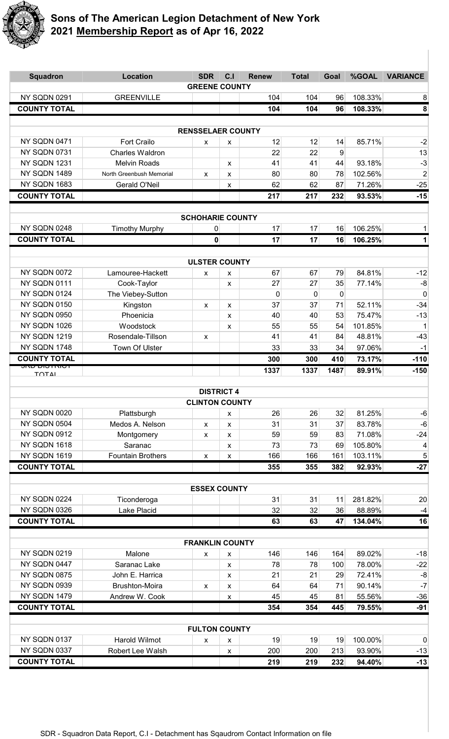# Sons of The American Legion Detachment of New York
## 2021 **Membership Report** as of Apr 16, 2022

| Squadron | Location | SDR | C.I | Renew | Total | Goal | %GOAL | VARIANCE |
|---|---|---|---|---|---|---|---|---|
| | | **GREENE COUNTY** | | | | | | |
| NY SQDN 0291 | GREENVILLE | | | 104 | 104 | 96 | 108.33% | 8 |
| **COUNTY TOTAL** | | | | **104** | **104** | **96** | **108.33%** | **8** |
| | | **RENSSELAER COUNTY** | | | | | | |
| NY SQDN 0471 | Fort Crailo | x | x | 12 | 12 | 14 | 85.71% | -2 |
| NY SQDN 0731 | Charles Waldron | | | 22 | 22 | 9 | | 13 |
| NY SQDN 1231 | Melvin Roads | | x | 41 | 41 | 44 | 93.18% | -3 |
| NY SQDN 1489 | North Greenbush Memorial | x | x | 80 | 80 | 78 | 102.56% | 2 |
| NY SQDN 1683 | Gerald O'Neil | | x | 62 | 62 | 87 | 71.26% | -25 |
| **COUNTY TOTAL** | | | | **217** | **217** | **232** | **93.53%** | **-15** |
| | | **SCHOHARIE COUNTY** | | | | | | |
| NY SQDN 0248 | Timothy Murphy | 0 | | 17 | 17 | 16 | 106.25% | 1 |
| **COUNTY TOTAL** | | **0** | | **17** | **17** | **16** | **106.25%** | **1** |
| | | **ULSTER COUNTY** | | | | | | |
| NY SQDN 0072 | Lamouree-Hackett | x | x | 67 | 67 | 79 | 84.81% | -12 |
| NY SQDN 0111 | Cook-Taylor | | x | 27 | 27 | 35 | 77.14% | -8 |
| NY SQDN 0124 | The Viebey-Sutton | | | 0 | 0 | 0 | | 0 |
| NY SQDN 0150 | Kingston | x | x | 37 | 37 | 71 | 52.11% | -34 |
| NY SQDN 0950 | Phoenicia | | x | 40 | 40 | 53 | 75.47% | -13 |
| NY SQDN 1026 | Woodstock | | x | 55 | 55 | 54 | 101.85% | 1 |
| NY SQDN 1219 | Rosendale-Tillson | x | | 41 | 41 | 84 | 48.81% | -43 |
| NY SQDN 1748 | Town Of Ulster | | | 33 | 33 | 34 | 97.06% | -1 |
| **COUNTY TOTAL** | | | | **300** | **300** | **410** | **73.17%** | **-110** |
| **3RD DISTRICT TOTAL** | | | | **1337** | **1337** | **1487** | **89.91%** | **-150** |
| | | **DISTRICT 4** | | | | | | |
| | | **CLINTON COUNTY** | | | | | | |
| NY SQDN 0020 | Plattsburgh | | x | 26 | 26 | 32 | 81.25% | -6 |
| NY SQDN 0504 | Medos A. Nelson | x | x | 31 | 31 | 37 | 83.78% | -6 |
| NY SQDN 0912 | Montgomery | x | x | 59 | 59 | 83 | 71.08% | -24 |
| NY SQDN 1618 | Saranac | | x | 73 | 73 | 69 | 105.80% | 4 |
| NY SQDN 1619 | Fountain Brothers | x | x | 166 | 166 | 161 | 103.11% | 5 |
| **COUNTY TOTAL** | | | | **355** | **355** | **382** | **92.93%** | **-27** |
| | | **ESSEX COUNTY** | | | | | | |
| NY SQDN 0224 | Ticonderoga | | | 31 | 31 | 11 | 281.82% | 20 |
| NY SQDN 0326 | Lake Placid | | | 32 | 32 | 36 | 88.89% | -4 |
| **COUNTY TOTAL** | | | | **63** | **63** | **47** | **134.04%** | **16** |
| | | **FRANKLIN COUNTY** | | | | | | |
| NY SQDN 0219 | Malone | x | x | 146 | 146 | 164 | 89.02% | -18 |
| NY SQDN 0447 | Saranac Lake | | x | 78 | 78 | 100 | 78.00% | -22 |
| NY SQDN 0875 | John E. Harrica | | x | 21 | 21 | 29 | 72.41% | -8 |
| NY SQDN 0939 | Brushton-Moira | x | x | 64 | 64 | 71 | 90.14% | -7 |
| NY SQDN 1479 | Andrew W. Cook | | x | 45 | 45 | 81 | 55.56% | -36 |
| **COUNTY TOTAL** | | | | **354** | **354** | **445** | **79.55%** | **-91** |
| | | **FULTON COUNTY** | | | | | | |
| NY SQDN 0137 | Harold Wilmot | x | x | 19 | 19 | 19 | 100.00% | 0 |
| NY SQDN 0337 | Robert Lee Walsh | | x | 200 | 200 | 213 | 93.90% | -13 |
| **COUNTY TOTAL** | | | | **219** | **219** | **232** | **94.40%** | **-13** |

SDR - Squadron Data Report, C.I - Detachment has Sqaudrom Contact Information on file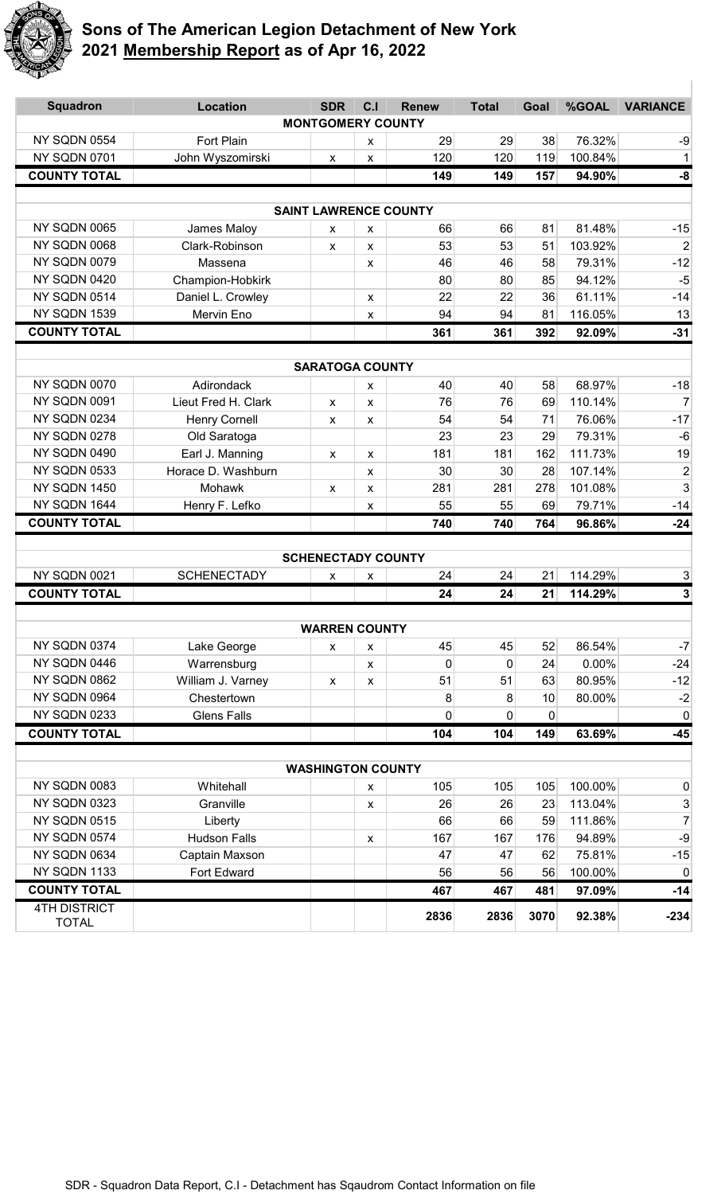# Sons of The American Legion Detachment of New York
## 2021 **Membership Report** as of Apr 16, 2022

| Squadron | Location | SDR | C.I | Renew | Total | Goal | %GOAL | VARIANCE |
|---|---|---|---|---|---|---|---|---|
| **MONTGOMERY COUNTY** | | | | | | | | |
| NY SQDN 0554 | Fort Plain | | x | 29 | 29 | 38 | 76.32% | -9 |
| NY SQDN 0701 | John Wyszomirski | x | x | 120 | 120 | 119 | 100.84% | 1 |
| **COUNTY TOTAL** | | | | **149** | **149** | **157** | **94.90%** | **-8** |
| **SAINT LAWRENCE COUNTY** | | | | | | | | |
| NY SQDN 0065 | James Maloy | x | x | 66 | 66 | 81 | 81.48% | -15 |
| NY SQDN 0068 | Clark-Robinson | x | x | 53 | 53 | 51 | 103.92% | 2 |
| NY SQDN 0079 | Massena | | x | 46 | 46 | 58 | 79.31% | -12 |
| NY SQDN 0420 | Champion-Hobkirk | | | 80 | 80 | 85 | 94.12% | -5 |
| NY SQDN 0514 | Daniel L. Crowley | | x | 22 | 22 | 36 | 61.11% | -14 |
| NY SQDN 1539 | Mervin Eno | | x | 94 | 94 | 81 | 116.05% | 13 |
| **COUNTY TOTAL** | | | | **361** | **361** | **392** | **92.09%** | **-31** |
| **SARATOGA COUNTY** | | | | | | | | |
| NY SQDN 0070 | Adirondack | | x | 40 | 40 | 58 | 68.97% | -18 |
| NY SQDN 0091 | Lieut Fred H. Clark | x | x | 76 | 76 | 69 | 110.14% | 7 |
| NY SQDN 0234 | Henry Cornell | x | x | 54 | 54 | 71 | 76.06% | -17 |
| NY SQDN 0278 | Old Saratoga | | | 23 | 23 | 29 | 79.31% | -6 |
| NY SQDN 0490 | Earl J. Manning | x | x | 181 | 181 | 162 | 111.73% | 19 |
| NY SQDN 0533 | Horace D. Washburn | | x | 30 | 30 | 28 | 107.14% | 2 |
| NY SQDN 1450 | Mohawk | x | x | 281 | 281 | 278 | 101.08% | 3 |
| NY SQDN 1644 | Henry F. Lefko | | x | 55 | 55 | 69 | 79.71% | -14 |
| **COUNTY TOTAL** | | | | **740** | **740** | **764** | **96.86%** | **-24** |
| **SCHENECTADY COUNTY** | | | | | | | | |
| NY SQDN 0021 | SCHENECTADY | x | x | 24 | 24 | 21 | 114.29% | 3 |
| **COUNTY TOTAL** | | | | **24** | **24** | **21** | **114.29%** | **3** |
| **WARREN COUNTY** | | | | | | | | |
| NY SQDN 0374 | Lake George | x | x | 45 | 45 | 52 | 86.54% | -7 |
| NY SQDN 0446 | Warrensburg | | x | 0 | 0 | 24 | 0.00% | -24 |
| NY SQDN 0862 | William J. Varney | x | x | 51 | 51 | 63 | 80.95% | -12 |
| NY SQDN 0964 | Chestertown | | | 8 | 8 | 10 | 80.00% | -2 |
| NY SQDN 0233 | Glens Falls | | | 0 | 0 | 0 | | 0 |
| **COUNTY TOTAL** | | | | **104** | **104** | **149** | **63.69%** | **-45** |
| **WASHINGTON COUNTY** | | | | | | | | |
| NY SQDN 0083 | Whitehall | | x | 105 | 105 | 105 | 100.00% | 0 |
| NY SQDN 0323 | Granville | | x | 26 | 26 | 23 | 113.04% | 3 |
| NY SQDN 0515 | Liberty | | | 66 | 66 | 59 | 111.86% | 7 |
| NY SQDN 0574 | Hudson Falls | | x | 167 | 167 | 176 | 94.89% | -9 |
| NY SQDN 0634 | Captain Maxson | | | 47 | 47 | 62 | 75.81% | -15 |
| NY SQDN 1133 | Fort Edward | | | 56 | 56 | 56 | 100.00% | 0 |
| **COUNTY TOTAL** | | | | **467** | **467** | **481** | **97.09%** | **-14** |
| 4TH DISTRICT TOTAL | | | | **2836** | **2836** | **3070** | **92.38%** | **-234** |

SDR - Squadron Data Report, C.I - Detachment has Sqaudrom Contact Information on file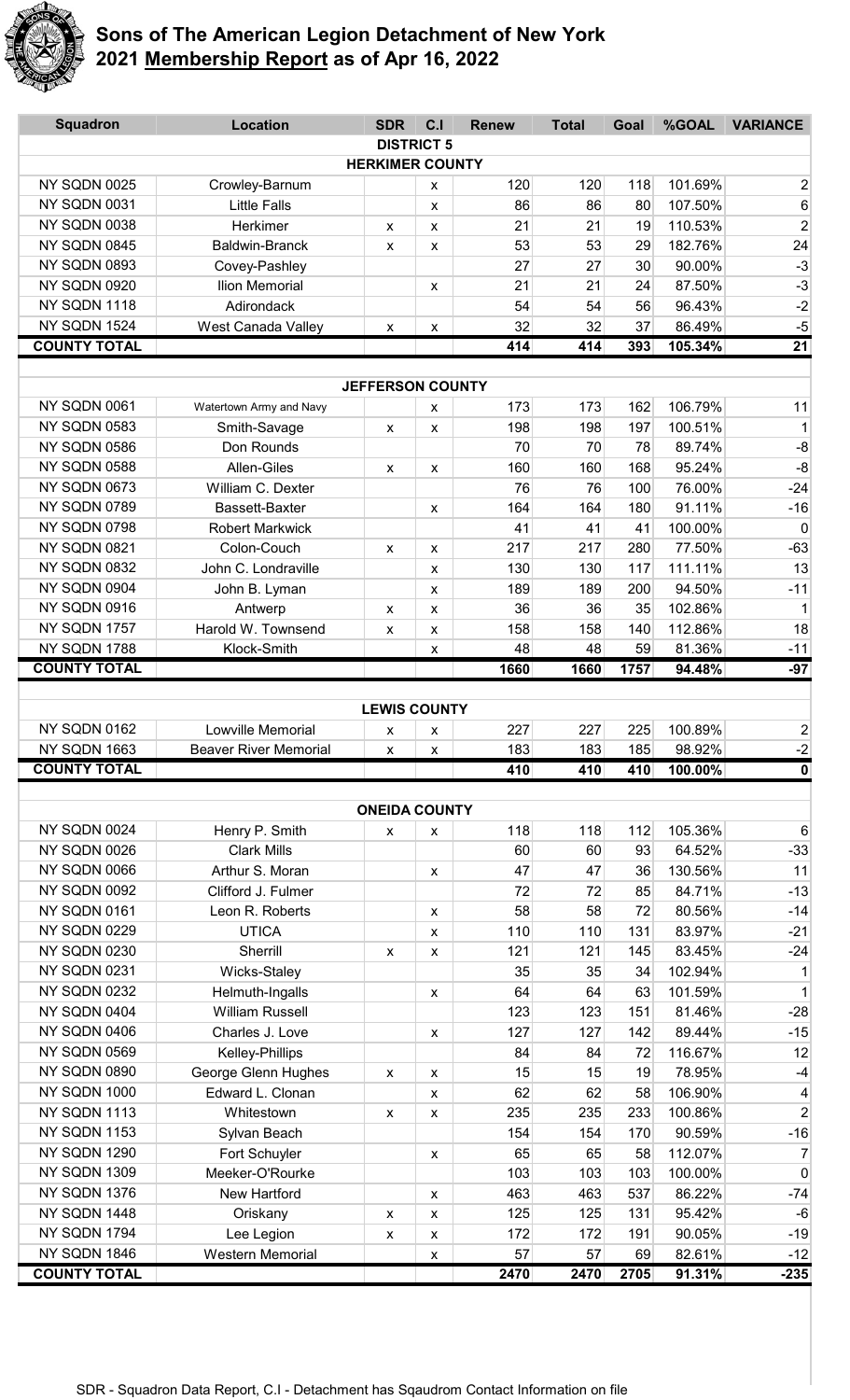# Sons of The American Legion Detachment of New York

## 2021 Membership Report as of Apr 16, 2022

| Squadron | Location | SDR | C.I | Renew | Total | Goal | %GOAL | VARIANCE |
|---|---|---|---|---|---|---|---|---|
| **DISTRICT 5** | | | | | | | | |
| **HERKIMER COUNTY** | | | | | | | | |
| NY SQDN 0025 | Crowley-Barnum | | x | 120 | 120 | 118 | 101.69% | 2 |
| NY SQDN 0031 | Little Falls | | x | 86 | 86 | 80 | 107.50% | 6 |
| NY SQDN 0038 | Herkimer | x | x | 21 | 21 | 19 | 110.53% | 2 |
| NY SQDN 0845 | Baldwin-Branck | x | x | 53 | 53 | 29 | 182.76% | 24 |
| NY SQDN 0893 | Covey-Pashley | | | 27 | 27 | 30 | 90.00% | -3 |
| NY SQDN 0920 | Ilion Memorial | | x | 21 | 21 | 24 | 87.50% | -3 |
| NY SQDN 1118 | Adirondack | | | 54 | 54 | 56 | 96.43% | -2 |
| NY SQDN 1524 | West Canada Valley | x | x | 32 | 32 | 37 | 86.49% | -5 |
| **COUNTY TOTAL** | | | | **414** | **414** | **393** | **105.34%** | **21** |
| **JEFFERSON COUNTY** | | | | | | | | |
| NY SQDN 0061 | Watertown Army and Navy | | x | 173 | 173 | 162 | 106.79% | 11 |
| NY SQDN 0583 | Smith-Savage | x | x | 198 | 198 | 197 | 100.51% | 1 |
| NY SQDN 0586 | Don Rounds | | | 70 | 70 | 78 | 89.74% | -8 |
| NY SQDN 0588 | Allen-Giles | x | x | 160 | 160 | 168 | 95.24% | -8 |
| NY SQDN 0673 | William C. Dexter | | | 76 | 76 | 100 | 76.00% | -24 |
| NY SQDN 0789 | Bassett-Baxter | | x | 164 | 164 | 180 | 91.11% | -16 |
| NY SQDN 0798 | Robert Markwick | | | 41 | 41 | 41 | 100.00% | 0 |
| NY SQDN 0821 | Colon-Couch | x | x | 217 | 217 | 280 | 77.50% | -63 |
| NY SQDN 0832 | John C. Londraville | | x | 130 | 130 | 117 | 111.11% | 13 |
| NY SQDN 0904 | John B. Lyman | | x | 189 | 189 | 200 | 94.50% | -11 |
| NY SQDN 0916 | Antwerp | x | x | 36 | 36 | 35 | 102.86% | 1 |
| NY SQDN 1757 | Harold W. Townsend | x | x | 158 | 158 | 140 | 112.86% | 18 |
| NY SQDN 1788 | Klock-Smith | | x | 48 | 48 | 59 | 81.36% | -11 |
| **COUNTY TOTAL** | | | | **1660** | **1660** | **1757** | **94.48%** | **-97** |
| **LEWIS COUNTY** | | | | | | | | |
| NY SQDN 0162 | Lowville Memorial | x | x | 227 | 227 | 225 | 100.89% | 2 |
| NY SQDN 1663 | Beaver River Memorial | x | x | 183 | 183 | 185 | 98.92% | -2 |
| **COUNTY TOTAL** | | | | **410** | **410** | **410** | **100.00%** | **0** |
| **ONEIDA COUNTY** | | | | | | | | |
| NY SQDN 0024 | Henry P. Smith | x | x | 118 | 118 | 112 | 105.36% | 6 |
| NY SQDN 0026 | Clark Mills | | | 60 | 60 | 93 | 64.52% | -33 |
| NY SQDN 0066 | Arthur S. Moran | | x | 47 | 47 | 36 | 130.56% | 11 |
| NY SQDN 0092 | Clifford J. Fulmer | | | 72 | 72 | 85 | 84.71% | -13 |
| NY SQDN 0161 | Leon R. Roberts | | x | 58 | 58 | 72 | 80.56% | -14 |
| NY SQDN 0229 | UTICA | | x | 110 | 110 | 131 | 83.97% | -21 |
| NY SQDN 0230 | Sherrill | x | x | 121 | 121 | 145 | 83.45% | -24 |
| NY SQDN 0231 | Wicks-Staley | | | 35 | 35 | 34 | 102.94% | 1 |
| NY SQDN 0232 | Helmuth-Ingalls | | x | 64 | 64 | 63 | 101.59% | 1 |
| NY SQDN 0404 | William Russell | | | 123 | 123 | 151 | 81.46% | -28 |
| NY SQDN 0406 | Charles J. Love | | x | 127 | 127 | 142 | 89.44% | -15 |
| NY SQDN 0569 | Kelley-Phillips | | | 84 | 84 | 72 | 116.67% | 12 |
| NY SQDN 0890 | George Glenn Hughes | x | x | 15 | 15 | 19 | 78.95% | -4 |
| NY SQDN 1000 | Edward L. Clonan | | x | 62 | 62 | 58 | 106.90% | 4 |
| NY SQDN 1113 | Whitestown | x | x | 235 | 235 | 233 | 100.86% | 2 |
| NY SQDN 1153 | Sylvan Beach | | | 154 | 154 | 170 | 90.59% | -16 |
| NY SQDN 1290 | Fort Schuyler | | x | 65 | 65 | 58 | 112.07% | 7 |
| NY SQDN 1309 | Meeker-O'Rourke | | | 103 | 103 | 103 | 100.00% | 0 |
| NY SQDN 1376 | New Hartford | | x | 463 | 463 | 537 | 86.22% | -74 |
| NY SQDN 1448 | Oriskany | x | x | 125 | 125 | 131 | 95.42% | -6 |
| NY SQDN 1794 | Lee Legion | x | x | 172 | 172 | 191 | 90.05% | -19 |
| NY SQDN 1846 | Western Memorial | | x | 57 | 57 | 69 | 82.61% | -12 |
| **COUNTY TOTAL** | | | | **2470** | **2470** | **2705** | **91.31%** | **-235** |

SDR - Squadron Data Report, C.I - Detachment has Sqaudrom Contact Information on file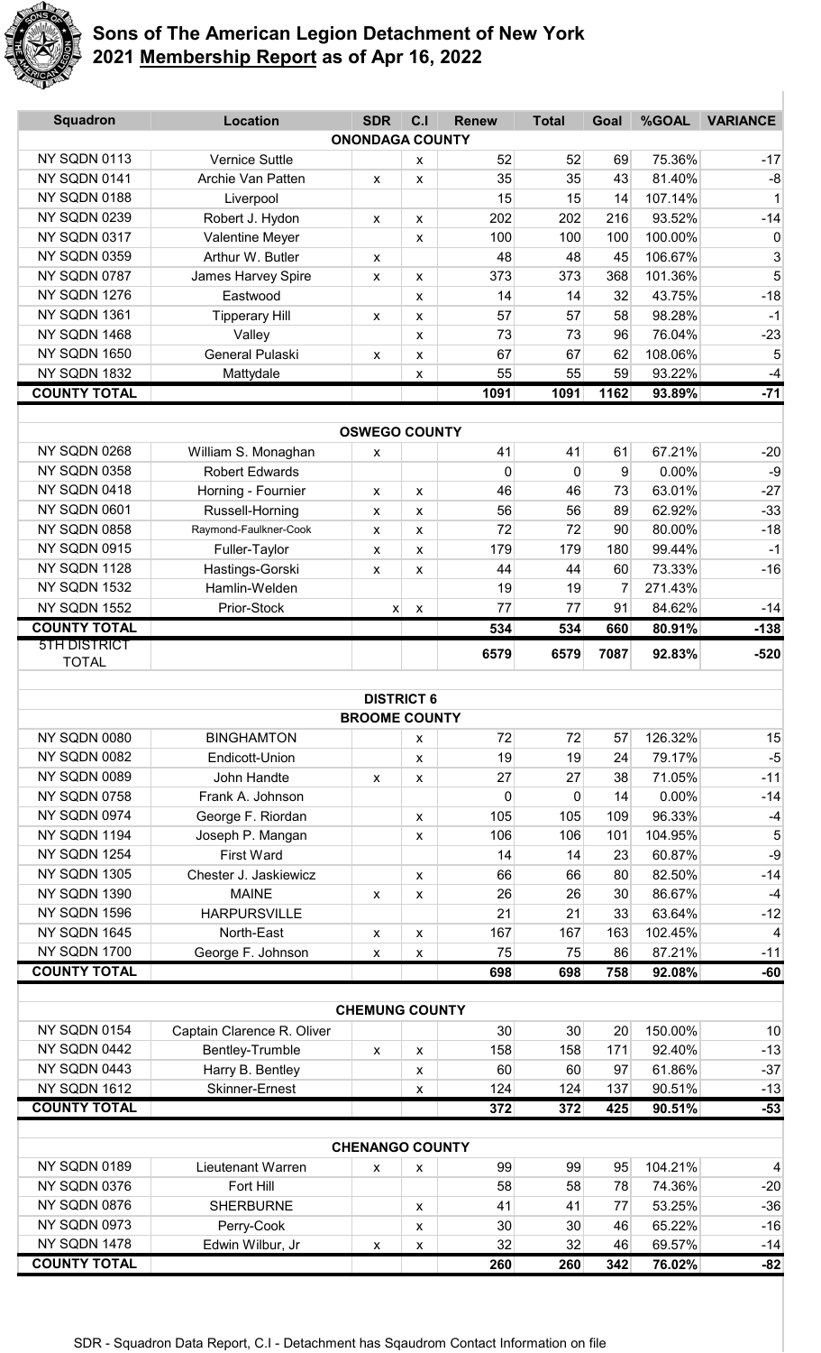# Sons of The American Legion Detachment of New York
## 2021 Membership Report as of Apr 16, 2022

| Squadron | Location | SDR | C.I | Renew | Total | Goal | %GOAL | VARIANCE |
|---|---|---|---|---|---|---|---|---|
| | | **ONONDAGA COUNTY** | | | | | | |
| NY SQDN 0113 | Vernice Suttle | | x | 52 | 52 | 69 | 75.36% | -17 |
| NY SQDN 0141 | Archie Van Patten | x | x | 35 | 35 | 43 | 81.40% | -8 |
| NY SQDN 0188 | Liverpool | | | 15 | 15 | 14 | 107.14% | 1 |
| NY SQDN 0239 | Robert J. Hydon | x | x | 202 | 202 | 216 | 93.52% | -14 |
| NY SQDN 0317 | Valentine Meyer | | x | 100 | 100 | 100 | 100.00% | 0 |
| NY SQDN 0359 | Arthur W. Butler | x | | 48 | 48 | 45 | 106.67% | 3 |
| NY SQDN 0787 | James Harvey Spire | x | x | 373 | 373 | 368 | 101.36% | 5 |
| NY SQDN 1276 | Eastwood | | x | 14 | 14 | 32 | 43.75% | -18 |
| NY SQDN 1361 | Tipperary Hill | x | x | 57 | 57 | 58 | 98.28% | -1 |
| NY SQDN 1468 | Valley | | x | 73 | 73 | 96 | 76.04% | -23 |
| NY SQDN 1650 | General Pulaski | x | x | 67 | 67 | 62 | 108.06% | 5 |
| NY SQDN 1832 | Mattydale | | x | 55 | 55 | 59 | 93.22% | -4 |
| **COUNTY TOTAL** | | | | **1091** | **1091** | **1162** | **93.89%** | **-71** |
| | | **OSWEGO COUNTY** | | | | | | |
| NY SQDN 0268 | William S. Monaghan | x | | 41 | 41 | 61 | 67.21% | -20 |
| NY SQDN 0358 | Robert Edwards | | | 0 | 0 | 9 | 0.00% | -9 |
| NY SQDN 0418 | Horning - Fournier | x | x | 46 | 46 | 73 | 63.01% | -27 |
| NY SQDN 0601 | Russell-Horning | x | x | 56 | 56 | 89 | 62.92% | -33 |
| NY SQDN 0858 | Raymond-Faulkner-Cook | x | x | 72 | 72 | 90 | 80.00% | -18 |
| NY SQDN 0915 | Fuller-Taylor | x | x | 179 | 179 | 180 | 99.44% | -1 |
| NY SQDN 1128 | Hastings-Gorski | x | x | 44 | 44 | 60 | 73.33% | -16 |
| NY SQDN 1532 | Hamlin-Welden | | | 19 | 19 | 7 | 271.43% | |
| NY SQDN 1552 | Prior-Stock | x | x | 77 | 77 | 91 | 84.62% | -14 |
| **COUNTY TOTAL** | | | | **534** | **534** | **660** | **80.91%** | **-138** |
| **5TH DISTRICT TOTAL** | | | | **6579** | **6579** | **7087** | **92.83%** | **-520** |
| | | **DISTRICT 6** | | | | | | |
| | | **BROOME COUNTY** | | | | | | |
| NY SQDN 0080 | BINGHAMTON | | x | 72 | 72 | 57 | 126.32% | 15 |
| NY SQDN 0082 | Endicott-Union | | x | 19 | 19 | 24 | 79.17% | -5 |
| NY SQDN 0089 | John Handte | x | x | 27 | 27 | 38 | 71.05% | -11 |
| NY SQDN 0758 | Frank A. Johnson | | | 0 | 0 | 14 | 0.00% | -14 |
| NY SQDN 0974 | George F. Riordan | | x | 105 | 105 | 109 | 96.33% | -4 |
| NY SQDN 1194 | Joseph P. Mangan | | x | 106 | 106 | 101 | 104.95% | 5 |
| NY SQDN 1254 | First Ward | | | 14 | 14 | 23 | 60.87% | -9 |
| NY SQDN 1305 | Chester J. Jaskiewicz | | x | 66 | 66 | 80 | 82.50% | -14 |
| NY SQDN 1390 | MAINE | x | x | 26 | 26 | 30 | 86.67% | -4 |
| NY SQDN 1596 | HARPURSVILLE | | | 21 | 21 | 33 | 63.64% | -12 |
| NY SQDN 1645 | North-East | x | x | 167 | 167 | 163 | 102.45% | 4 |
| NY SQDN 1700 | George F. Johnson | x | x | 75 | 75 | 86 | 87.21% | -11 |
| **COUNTY TOTAL** | | | | **698** | **698** | **758** | **92.08%** | **-60** |
| | | **CHEMUNG COUNTY** | | | | | | |
| NY SQDN 0154 | Captain Clarence R. Oliver | | | 30 | 30 | 20 | 150.00% | 10 |
| NY SQDN 0442 | Bentley-Trumble | x | x | 158 | 158 | 171 | 92.40% | -13 |
| NY SQDN 0443 | Harry B. Bentley | | x | 60 | 60 | 97 | 61.86% | -37 |
| NY SQDN 1612 | Skinner-Ernest | | x | 124 | 124 | 137 | 90.51% | -13 |
| **COUNTY TOTAL** | | | | **372** | **372** | **425** | **90.51%** | **-53** |
| | | **CHENANGO COUNTY** | | | | | | |
| NY SQDN 0189 | Lieutenant Warren | x | x | 99 | 99 | 95 | 104.21% | 4 |
| NY SQDN 0376 | Fort Hill | | | 58 | 58 | 78 | 74.36% | -20 |
| NY SQDN 0876 | SHERBURNE | | x | 41 | 41 | 77 | 53.25% | -36 |
| NY SQDN 0973 | Perry-Cook | | x | 30 | 30 | 46 | 65.22% | -16 |
| NY SQDN 1478 | Edwin Wilbur, Jr | x | x | 32 | 32 | 46 | 69.57% | -14 |
| **COUNTY TOTAL** | | | | **260** | **260** | **342** | **76.02%** | **-82** |

SDR - Squadron Data Report, C.I - Detachment has Sqaudrom Contact Information on file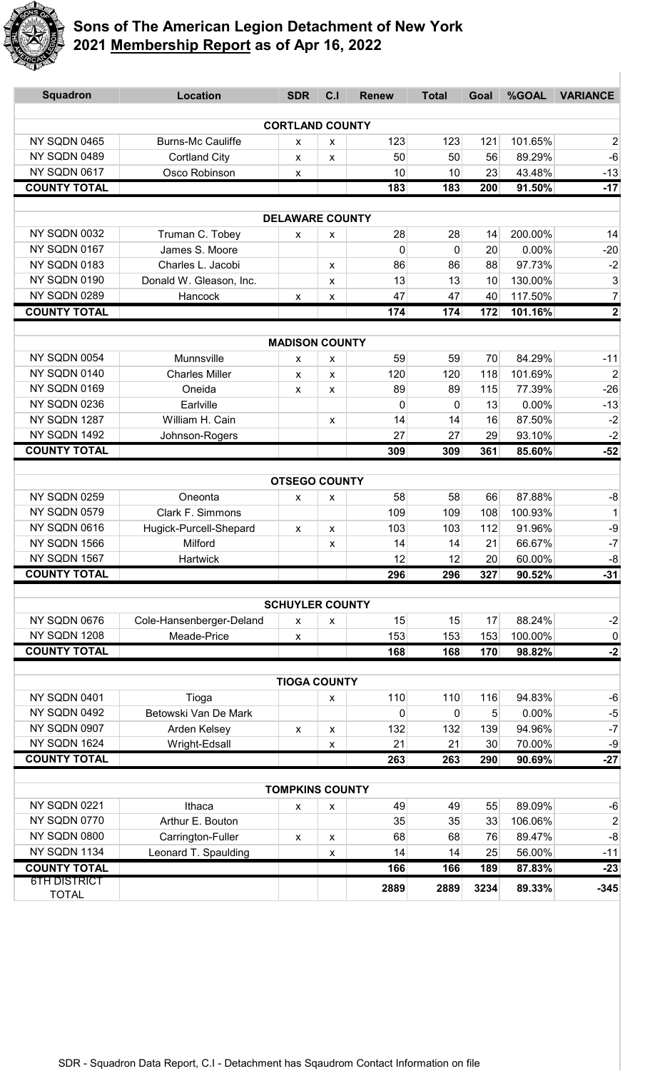# Sons of The American Legion Detachment of New York
## 2021 **Membership Report** as of Apr 16, 2022

| Squadron | Location | SDR | C.I | Renew | Total | Goal | %GOAL | VARIANCE |
|---|---|---|---|---|---|---|---|---|
| | | **CORTLAND COUNTY** | | | | | | |
| NY SQDN 0465 | Burns-Mc Cauliffe | x | x | 123 | 123 | 121 | 101.65% | 2 |
| NY SQDN 0489 | Cortland City | x | x | 50 | 50 | 56 | 89.29% | -6 |
| NY SQDN 0617 | Osco Robinson | x | | 10 | 10 | 23 | 43.48% | -13 |
| **COUNTY TOTAL** | | | | **183** | **183** | **200** | **91.50%** | **-17** |
| | | **DELAWARE COUNTY** | | | | | | |
| NY SQDN 0032 | Truman C. Tobey | x | x | 28 | 28 | 14 | 200.00% | 14 |
| NY SQDN 0167 | James S. Moore | | | 0 | 0 | 20 | 0.00% | -20 |
| NY SQDN 0183 | Charles L. Jacobi | | x | 86 | 86 | 88 | 97.73% | -2 |
| NY SQDN 0190 | Donald W. Gleason, Inc. | | x | 13 | 13 | 10 | 130.00% | 3 |
| NY SQDN 0289 | Hancock | x | x | 47 | 47 | 40 | 117.50% | 7 |
| **COUNTY TOTAL** | | | | **174** | **174** | **172** | **101.16%** | **2** |
| | | **MADISON COUNTY** | | | | | | |
| NY SQDN 0054 | Munnsville | x | x | 59 | 59 | 70 | 84.29% | -11 |
| NY SQDN 0140 | Charles Miller | x | x | 120 | 120 | 118 | 101.69% | 2 |
| NY SQDN 0169 | Oneida | x | x | 89 | 89 | 115 | 77.39% | -26 |
| NY SQDN 0236 | Earlville | | | 0 | 0 | 13 | 0.00% | -13 |
| NY SQDN 1287 | William H. Cain | | x | 14 | 14 | 16 | 87.50% | -2 |
| NY SQDN 1492 | Johnson-Rogers | | | 27 | 27 | 29 | 93.10% | -2 |
| **COUNTY TOTAL** | | | | **309** | **309** | **361** | **85.60%** | **-52** |
| | | **OTSEGO COUNTY** | | | | | | |
| NY SQDN 0259 | Oneonta | x | x | 58 | 58 | 66 | 87.88% | -8 |
| NY SQDN 0579 | Clark F. Simmons | | | 109 | 109 | 108 | 100.93% | 1 |
| NY SQDN 0616 | Hugick-Purcell-Shepard | x | x | 103 | 103 | 112 | 91.96% | -9 |
| NY SQDN 1566 | Milford | | x | 14 | 14 | 21 | 66.67% | -7 |
| NY SQDN 1567 | Hartwick | | | 12 | 12 | 20 | 60.00% | -8 |
| **COUNTY TOTAL** | | | | **296** | **296** | **327** | **90.52%** | **-31** |
| | | **SCHUYLER COUNTY** | | | | | | |
| NY SQDN 0676 | Cole-Hansenberger-Deland | x | x | 15 | 15 | 17 | 88.24% | -2 |
| NY SQDN 1208 | Meade-Price | x | | 153 | 153 | 153 | 100.00% | 0 |
| **COUNTY TOTAL** | | | | **168** | **168** | **170** | **98.82%** | **-2** |
| | | **TIOGA COUNTY** | | | | | | |
| NY SQDN 0401 | Tioga | | x | 110 | 110 | 116 | 94.83% | -6 |
| NY SQDN 0492 | Betowski Van De Mark | | | 0 | 0 | 5 | 0.00% | -5 |
| NY SQDN 0907 | Arden Kelsey | x | x | 132 | 132 | 139 | 94.96% | -7 |
| NY SQDN 1624 | Wright-Edsall | | x | 21 | 21 | 30 | 70.00% | -9 |
| **COUNTY TOTAL** | | | | **263** | **263** | **290** | **90.69%** | **-27** |
| | | **TOMPKINS COUNTY** | | | | | | |
| NY SQDN 0221 | Ithaca | x | x | 49 | 49 | 55 | 89.09% | -6 |
| NY SQDN 0770 | Arthur E. Bouton | | | 35 | 35 | 33 | 106.06% | 2 |
| NY SQDN 0800 | Carrington-Fuller | x | x | 68 | 68 | 76 | 89.47% | -8 |
| NY SQDN 1134 | Leonard T. Spaulding | | x | 14 | 14 | 25 | 56.00% | -11 |
| **COUNTY TOTAL** | | | | **166** | **166** | **189** | **87.83%** | **-23** |
| **6TH DISTRICT TOTAL** | | | | **2889** | **2889** | **3234** | **89.33%** | **-345** |

SDR - Squadron Data Report, C.I - Detachment has Sqaudrom Contact Information on file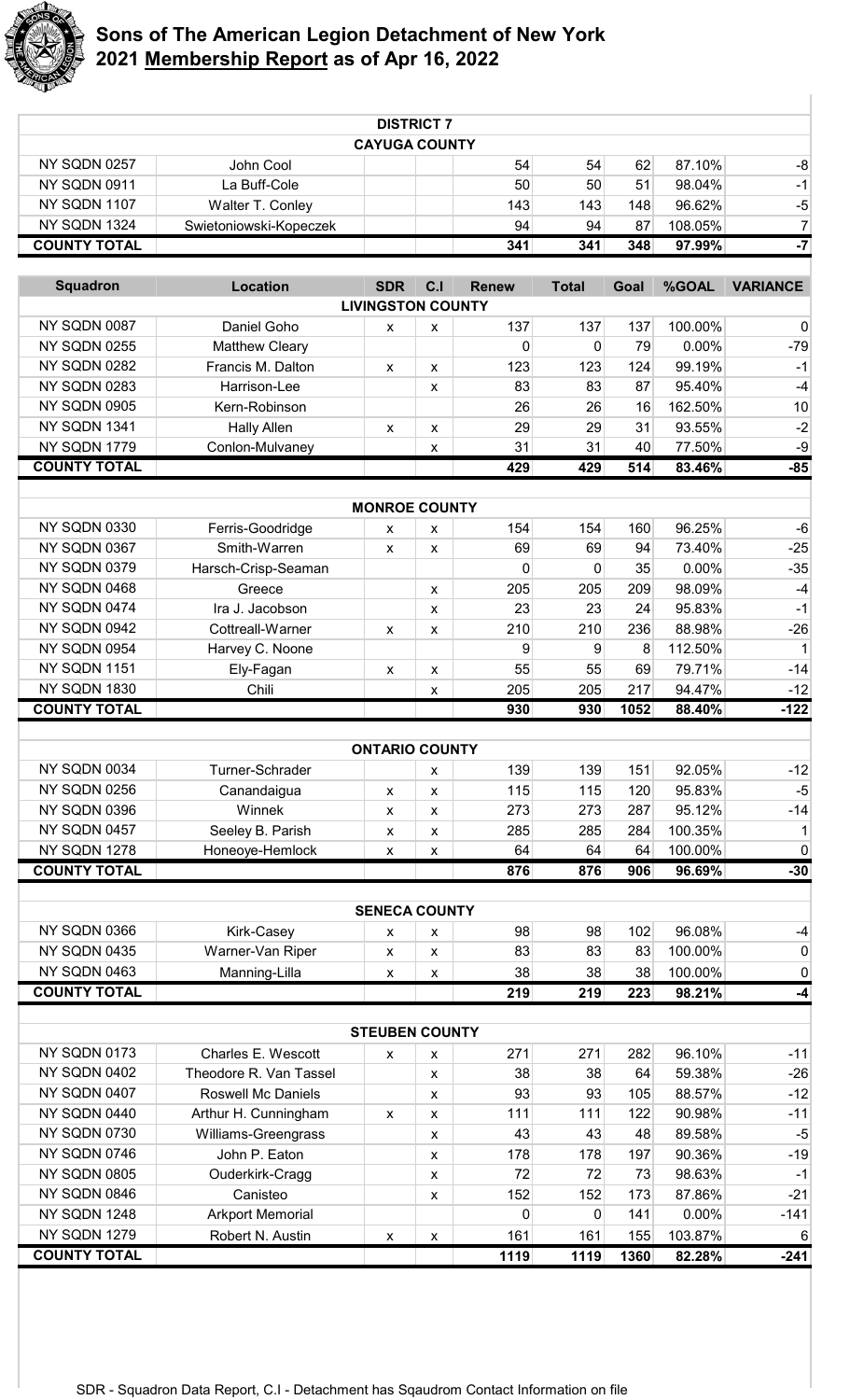# Sons of The American Legion Detachment of New York
## 2021 **Membership Report** as of Apr 16, 2022

| Squadron | Location | SDR | C.I | Renew | Total | Goal | %GOAL | VARIANCE |
|---|---|---|---|---|---|---|---|---|
| | | **DISTRICT 7** | | | | | | |
| | | **CAYUGA COUNTY** | | | | | | |
| NY SQDN 0257 | John Cool | | | 54 | 54 | 62 | 87.10% | -8 |
| NY SQDN 0911 | La Buff-Cole | | | 50 | 50 | 51 | 98.04% | -1 |
| NY SQDN 1107 | Walter T. Conley | | | 143 | 143 | 148 | 96.62% | -5 |
| NY SQDN 1324 | Swietoniowski-Kopeczek | | | 94 | 94 | 87 | 108.05% | 7 |
| **COUNTY TOTAL** | | | | **341** | **341** | **348** | **97.99%** | **-7** |
| | | **LIVINGSTON COUNTY** | | | | | | |
| NY SQDN 0087 | Daniel Goho | x | x | 137 | 137 | 137 | 100.00% | 0 |
| NY SQDN 0255 | Matthew Cleary | | | 0 | 0 | 79 | 0.00% | -79 |
| NY SQDN 0282 | Francis M. Dalton | x | x | 123 | 123 | 124 | 99.19% | -1 |
| NY SQDN 0283 | Harrison-Lee | | x | 83 | 83 | 87 | 95.40% | -4 |
| NY SQDN 0905 | Kern-Robinson | | | 26 | 26 | 16 | 162.50% | 10 |
| NY SQDN 1341 | Hally Allen | x | x | 29 | 29 | 31 | 93.55% | -2 |
| NY SQDN 1779 | Conlon-Mulvaney | | x | 31 | 31 | 40 | 77.50% | -9 |
| **COUNTY TOTAL** | | | | **429** | **429** | **514** | **83.46%** | **-85** |
| | | **MONROE COUNTY** | | | | | | |
| NY SQDN 0330 | Ferris-Goodridge | x | x | 154 | 154 | 160 | 96.25% | -6 |
| NY SQDN 0367 | Smith-Warren | x | x | 69 | 69 | 94 | 73.40% | -25 |
| NY SQDN 0379 | Harsch-Crisp-Seaman | | | 0 | 0 | 35 | 0.00% | -35 |
| NY SQDN 0468 | Greece | | x | 205 | 205 | 209 | 98.09% | -4 |
| NY SQDN 0474 | Ira J. Jacobson | | x | 23 | 23 | 24 | 95.83% | -1 |
| NY SQDN 0942 | Cottreall-Warner | x | x | 210 | 210 | 236 | 88.98% | -26 |
| NY SQDN 0954 | Harvey C. Noone | | | 9 | 9 | 8 | 112.50% | 1 |
| NY SQDN 1151 | Ely-Fagan | x | x | 55 | 55 | 69 | 79.71% | -14 |
| NY SQDN 1830 | Chili | | x | 205 | 205 | 217 | 94.47% | -12 |
| **COUNTY TOTAL** | | | | **930** | **930** | **1052** | **88.40%** | **-122** |
| | | **ONTARIO COUNTY** | | | | | | |
| NY SQDN 0034 | Turner-Schrader | | x | 139 | 139 | 151 | 92.05% | -12 |
| NY SQDN 0256 | Canandaigua | x | x | 115 | 115 | 120 | 95.83% | -5 |
| NY SQDN 0396 | Winnek | x | x | 273 | 273 | 287 | 95.12% | -14 |
| NY SQDN 0457 | Seeley B. Parish | x | x | 285 | 285 | 284 | 100.35% | 1 |
| NY SQDN 1278 | Honeoye-Hemlock | x | x | 64 | 64 | 64 | 100.00% | 0 |
| **COUNTY TOTAL** | | | | **876** | **876** | **906** | **96.69%** | **-30** |
| | | **SENECA COUNTY** | | | | | | |
| NY SQDN 0366 | Kirk-Casey | x | x | 98 | 98 | 102 | 96.08% | -4 |
| NY SQDN 0435 | Warner-Van Riper | x | x | 83 | 83 | 83 | 100.00% | 0 |
| NY SQDN 0463 | Manning-Lilla | x | x | 38 | 38 | 38 | 100.00% | 0 |
| **COUNTY TOTAL** | | | | **219** | **219** | **223** | **98.21%** | **-4** |
| | | **STEUBEN COUNTY** | | | | | | |
| NY SQDN 0173 | Charles E. Wescott | x | x | 271 | 271 | 282 | 96.10% | -11 |
| NY SQDN 0402 | Theodore R. Van Tassel | | x | 38 | 38 | 64 | 59.38% | -26 |
| NY SQDN 0407 | Roswell Mc Daniels | | x | 93 | 93 | 105 | 88.57% | -12 |
| NY SQDN 0440 | Arthur H. Cunningham | x | x | 111 | 111 | 122 | 90.98% | -11 |
| NY SQDN 0730 | Williams-Greengrass | | x | 43 | 43 | 48 | 89.58% | -5 |
| NY SQDN 0746 | John P. Eaton | | x | 178 | 178 | 197 | 90.36% | -19 |
| NY SQDN 0805 | Ouderkirk-Cragg | | x | 72 | 72 | 73 | 98.63% | -1 |
| NY SQDN 0846 | Canisteo | | x | 152 | 152 | 173 | 87.86% | -21 |
| NY SQDN 1248 | Arkport Memorial | | | 0 | 0 | 141 | 0.00% | -141 |
| NY SQDN 1279 | Robert N. Austin | x | x | 161 | 161 | 155 | 103.87% | 6 |
| **COUNTY TOTAL** | | | | **1119** | **1119** | **1360** | **82.28%** | **-241** |

SDR - Squadron Data Report, C.I - Detachment has Sqaudrom Contact Information on file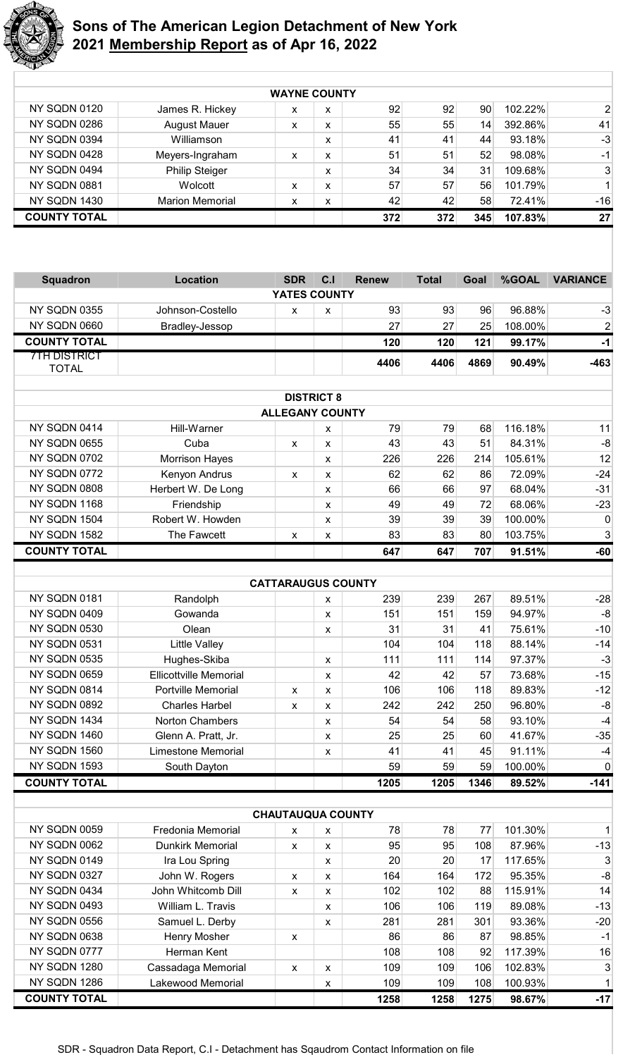# Sons of The American Legion Detachment of New York

## 2021 Membership Report as of Apr 16, 2022

| Squadron | Location | SDR | C.I | Renew | Total | Goal | %GOAL | VARIANCE |
|---|---|---|---|---|---|---|---|---|
| | | **WAYNE COUNTY** | | | | | | |
| NY SQDN 0120 | James R. Hickey | x | x | 92 | 92 | 90 | 102.22% | 2 |
| NY SQDN 0286 | August Mauer | x | x | 55 | 55 | 14 | 392.86% | 41 |
| NY SQDN 0394 | Williamson | | x | 41 | 41 | 44 | 93.18% | -3 |
| NY SQDN 0428 | Meyers-Ingraham | x | x | 51 | 51 | 52 | 98.08% | -1 |
| NY SQDN 0494 | Philip Steiger | | x | 34 | 34 | 31 | 109.68% | 3 |
| NY SQDN 0881 | Wolcott | x | x | 57 | 57 | 56 | 101.79% | 1 |
| NY SQDN 1430 | Marion Memorial | x | x | 42 | 42 | 58 | 72.41% | -16 |
| **COUNTY TOTAL** | | | | **372** | **372** | **345** | **107.83%** | **27** |

| Squadron | Location | SDR | C.I | Renew | Total | Goal | %GOAL | VARIANCE |
|---|---|---|---|---|---|---|---|---|
| | | **YATES COUNTY** | | | | | | |
| NY SQDN 0355 | Johnson-Costello | x | x | 93 | 93 | 96 | 96.88% | -3 |
| NY SQDN 0660 | Bradley-Jessop | | | 27 | 27 | 25 | 108.00% | 2 |
| **COUNTY TOTAL** | | | | **120** | **120** | **121** | **99.17%** | **-1** |
| **7TH DISTRICT TOTAL** | | | | **4406** | **4406** | **4869** | **90.49%** | **-463** |
| | | **DISTRICT 8** | | | | | | |
| | | **ALLEGANY COUNTY** | | | | | | |
| NY SQDN 0414 | Hill-Warner | | x | 79 | 79 | 68 | 116.18% | 11 |
| NY SQDN 0655 | Cuba | x | x | 43 | 43 | 51 | 84.31% | -8 |
| NY SQDN 0702 | Morrison Hayes | | x | 226 | 226 | 214 | 105.61% | 12 |
| NY SQDN 0772 | Kenyon Andrus | x | x | 62 | 62 | 86 | 72.09% | -24 |
| NY SQDN 0808 | Herbert W. De Long | | x | 66 | 66 | 97 | 68.04% | -31 |
| NY SQDN 1168 | Friendship | | x | 49 | 49 | 72 | 68.06% | -23 |
| NY SQDN 1504 | Robert W. Howden | | x | 39 | 39 | 39 | 100.00% | 0 |
| NY SQDN 1582 | The Fawcett | x | x | 83 | 83 | 80 | 103.75% | 3 |
| **COUNTY TOTAL** | | | | **647** | **647** | **707** | **91.51%** | **-60** |
| | | **CATTARAUGUS COUNTY** | | | | | | |
| NY SQDN 0181 | Randolph | | x | 239 | 239 | 267 | 89.51% | -28 |
| NY SQDN 0409 | Gowanda | | x | 151 | 151 | 159 | 94.97% | -8 |
| NY SQDN 0530 | Olean | | x | 31 | 31 | 41 | 75.61% | -10 |
| NY SQDN 0531 | Little Valley | | | 104 | 104 | 118 | 88.14% | -14 |
| NY SQDN 0535 | Hughes-Skiba | | x | 111 | 111 | 114 | 97.37% | -3 |
| NY SQDN 0659 | Ellicottville Memorial | | x | 42 | 42 | 57 | 73.68% | -15 |
| NY SQDN 0814 | Portville Memorial | x | x | 106 | 106 | 118 | 89.83% | -12 |
| NY SQDN 0892 | Charles Harbel | x | x | 242 | 242 | 250 | 96.80% | -8 |
| NY SQDN 1434 | Norton Chambers | | x | 54 | 54 | 58 | 93.10% | -4 |
| NY SQDN 1460 | Glenn A. Pratt, Jr. | | x | 25 | 25 | 60 | 41.67% | -35 |
| NY SQDN 1560 | Limestone Memorial | | x | 41 | 41 | 45 | 91.11% | -4 |
| NY SQDN 1593 | South Dayton | | | 59 | 59 | 59 | 100.00% | 0 |
| **COUNTY TOTAL** | | | | **1205** | **1205** | **1346** | **89.52%** | **-141** |
| | | **CHAUTAUQUA COUNTY** | | | | | | |
| NY SQDN 0059 | Fredonia Memorial | x | x | 78 | 78 | 77 | 101.30% | 1 |
| NY SQDN 0062 | Dunkirk Memorial | x | x | 95 | 95 | 108 | 87.96% | -13 |
| NY SQDN 0149 | Ira Lou Spring | | x | 20 | 20 | 17 | 117.65% | 3 |
| NY SQDN 0327 | John W. Rogers | x | x | 164 | 164 | 172 | 95.35% | -8 |
| NY SQDN 0434 | John Whitcomb Dill | x | x | 102 | 102 | 88 | 115.91% | 14 |
| NY SQDN 0493 | William L. Travis | | x | 106 | 106 | 119 | 89.08% | -13 |
| NY SQDN 0556 | Samuel L. Derby | | x | 281 | 281 | 301 | 93.36% | -20 |
| NY SQDN 0638 | Henry Mosher | x | | 86 | 86 | 87 | 98.85% | -1 |
| NY SQDN 0777 | Herman Kent | | | 108 | 108 | 92 | 117.39% | 16 |
| NY SQDN 1280 | Cassadaga Memorial | x | x | 109 | 109 | 106 | 102.83% | 3 |
| NY SQDN 1286 | Lakewood Memorial | | x | 109 | 109 | 108 | 100.93% | 1 |
| **COUNTY TOTAL** | | | | **1258** | **1258** | **1275** | **98.67%** | **-17** |

SDR - Squadron Data Report, C.I - Detachment has Sqaudrom Contact Information on file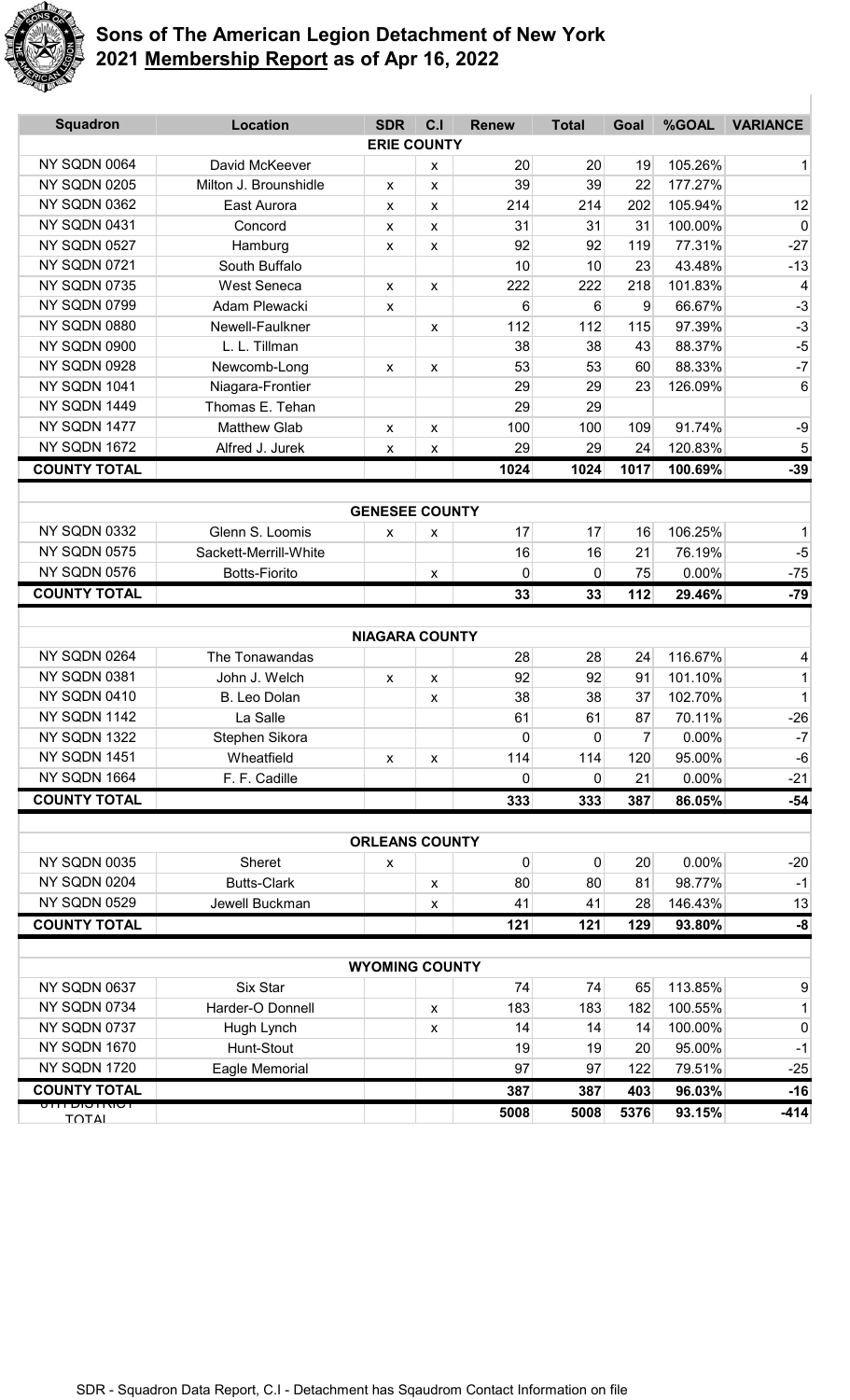# Sons of The American Legion Detachment of New York
## 2021 **Membership Report** as of Apr 16, 2022

| Squadron | Location | SDR | C.I | Renew | Total | Goal | %GOAL | VARIANCE |
|---|---|---|---|---|---|---|---|---|
| | | **ERIE COUNTY** | | | | | | |
| NY SQDN 0064 | David McKeever | | x | 20 | 20 | 19 | 105.26% | 1 |
| NY SQDN 0205 | Milton J. Brounshidle | x | x | 39 | 39 | 22 | 177.27% | |
| NY SQDN 0362 | East Aurora | x | x | 214 | 214 | 202 | 105.94% | 12 |
| NY SQDN 0431 | Concord | x | x | 31 | 31 | 31 | 100.00% | 0 |
| NY SQDN 0527 | Hamburg | x | x | 92 | 92 | 119 | 77.31% | -27 |
| NY SQDN 0721 | South Buffalo | | | 10 | 10 | 23 | 43.48% | -13 |
| NY SQDN 0735 | West Seneca | x | x | 222 | 222 | 218 | 101.83% | 4 |
| NY SQDN 0799 | Adam Plewacki | x | | 6 | 6 | 9 | 66.67% | -3 |
| NY SQDN 0880 | Newell-Faulkner | | x | 112 | 112 | 115 | 97.39% | -3 |
| NY SQDN 0900 | L. L. Tillman | | | 38 | 38 | 43 | 88.37% | -5 |
| NY SQDN 0928 | Newcomb-Long | x | x | 53 | 53 | 60 | 88.33% | -7 |
| NY SQDN 1041 | Niagara-Frontier | | | 29 | 29 | 23 | 126.09% | 6 |
| NY SQDN 1449 | Thomas E. Tehan | | | 29 | 29 | | | |
| NY SQDN 1477 | Matthew Glab | x | x | 100 | 100 | 109 | 91.74% | -9 |
| NY SQDN 1672 | Alfred J. Jurek | x | x | 29 | 29 | 24 | 120.83% | 5 |
| **COUNTY TOTAL** | | | | **1024** | **1024** | **1017** | **100.69%** | **-39** |
| | | **GENESEE COUNTY** | | | | | | |
| NY SQDN 0332 | Glenn S. Loomis | x | x | 17 | 17 | 16 | 106.25% | 1 |
| NY SQDN 0575 | Sackett-Merrill-White | | | 16 | 16 | 21 | 76.19% | -5 |
| NY SQDN 0576 | Botts-Fiorito | | x | 0 | 0 | 75 | 0.00% | -75 |
| **COUNTY TOTAL** | | | | **33** | **33** | **112** | **29.46%** | **-79** |
| | | **NIAGARA COUNTY** | | | | | | |
| NY SQDN 0264 | The Tonawandas | | | 28 | 28 | 24 | 116.67% | 4 |
| NY SQDN 0381 | John J. Welch | x | x | 92 | 92 | 91 | 101.10% | 1 |
| NY SQDN 0410 | B. Leo Dolan | | x | 38 | 38 | 37 | 102.70% | 1 |
| NY SQDN 1142 | La Salle | | | 61 | 61 | 87 | 70.11% | -26 |
| NY SQDN 1322 | Stephen Sikora | | | 0 | 0 | 7 | 0.00% | -7 |
| NY SQDN 1451 | Wheatfield | x | x | 114 | 114 | 120 | 95.00% | -6 |
| NY SQDN 1664 | F. F. Cadille | | | 0 | 0 | 21 | 0.00% | -21 |
| **COUNTY TOTAL** | | | | **333** | **333** | **387** | **86.05%** | **-54** |
| | | **ORLEANS COUNTY** | | | | | | |
| NY SQDN 0035 | Sheret | x | | 0 | 0 | 20 | 0.00% | -20 |
| NY SQDN 0204 | Butts-Clark | | x | 80 | 80 | 81 | 98.77% | -1 |
| NY SQDN 0529 | Jewell Buckman | | x | 41 | 41 | 28 | 146.43% | 13 |
| **COUNTY TOTAL** | | | | **121** | **121** | **129** | **93.80%** | **-8** |
| | | **WYOMING COUNTY** | | | | | | |
| NY SQDN 0637 | Six Star | | | 74 | 74 | 65 | 113.85% | 9 |
| NY SQDN 0734 | Harder-O Donnell | | x | 183 | 183 | 182 | 100.55% | 1 |
| NY SQDN 0737 | Hugh Lynch | | x | 14 | 14 | 14 | 100.00% | 0 |
| NY SQDN 1670 | Hunt-Stout | | | 19 | 19 | 20 | 95.00% | -1 |
| NY SQDN 1720 | Eagle Memorial | | | 97 | 97 | 122 | 79.51% | -25 |
| **COUNTY TOTAL** | | | | **387** | **387** | **403** | **96.03%** | **-16** |
| **8TH DISTRICT TOTAL** | | | | **5008** | **5008** | **5376** | **93.15%** | **-414** |

SDR - Squadron Data Report, C.I - Detachment has Sqaudrom Contact Information on file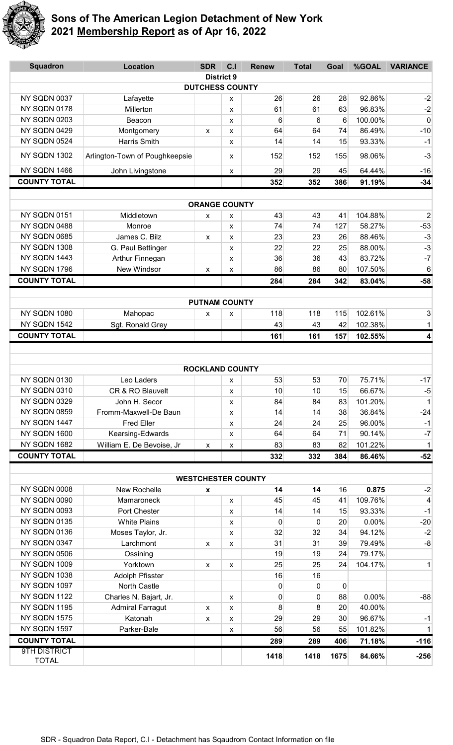# Sons of The American Legion Detachment of New York
## 2021 **Membership Report** as of Apr 16, 2022

| Squadron | Location | SDR | C.I | Renew | Total | Goal | %GOAL | VARIANCE |
|---|---|---|---|---|---|---|---|---|
| | | **District 9** | | | | | | |
| | | **DUTCHESS COUNTY** | | | | | | |
| NY SQDN 0037 | Lafayette | | x | 26 | 26 | 28 | 92.86% | -2 |
| NY SQDN 0178 | Millerton | | x | 61 | 61 | 63 | 96.83% | -2 |
| NY SQDN 0203 | Beacon | | x | 6 | 6 | 6 | 100.00% | 0 |
| NY SQDN 0429 | Montgomery | x | x | 64 | 64 | 74 | 86.49% | -10 |
| NY SQDN 0524 | Harris Smith | | x | 14 | 14 | 15 | 93.33% | -1 |
| NY SQDN 1302 | Arlington-Town of Poughkeepsie | | x | 152 | 152 | 155 | 98.06% | -3 |
| NY SQDN 1466 | John Livingstone | | x | 29 | 29 | 45 | 64.44% | -16 |
| **COUNTY TOTAL** | | | | **352** | **352** | **386** | **91.19%** | **-34** |
| | | **ORANGE COUNTY** | | | | | | |
| NY SQDN 0151 | Middletown | x | x | 43 | 43 | 41 | 104.88% | 2 |
| NY SQDN 0488 | Monroe | | x | 74 | 74 | 127 | 58.27% | -53 |
| NY SQDN 0685 | James C. Bilz | x | x | 23 | 23 | 26 | 88.46% | -3 |
| NY SQDN 1308 | G. Paul Bettinger | | x | 22 | 22 | 25 | 88.00% | -3 |
| NY SQDN 1443 | Arthur Finnegan | | x | 36 | 36 | 43 | 83.72% | -7 |
| NY SQDN 1796 | New Windsor | x | x | 86 | 86 | 80 | 107.50% | 6 |
| **COUNTY TOTAL** | | | | **284** | **284** | **342** | **83.04%** | **-58** |
| | | **PUTNAM COUNTY** | | | | | | |
| NY SQDN 1080 | Mahopac | x | x | 118 | 118 | 115 | 102.61% | 3 |
| NY SQDN 1542 | Sgt. Ronald Grey | | | 43 | 43 | 42 | 102.38% | 1 |
| **COUNTY TOTAL** | | | | **161** | **161** | **157** | **102.55%** | **4** |
| | | **ROCKLAND COUNTY** | | | | | | |
| NY SQDN 0130 | Leo Laders | | x | 53 | 53 | 70 | 75.71% | -17 |
| NY SQDN 0310 | CR & RO Blauvelt | | x | 10 | 10 | 15 | 66.67% | -5 |
| NY SQDN 0329 | John H. Secor | | x | 84 | 84 | 83 | 101.20% | 1 |
| NY SQDN 0859 | Fromm-Maxwell-De Baun | | x | 14 | 14 | 38 | 36.84% | -24 |
| NY SQDN 1447 | Fred Eller | | x | 24 | 24 | 25 | 96.00% | -1 |
| NY SQDN 1600 | Kearsing-Edwards | | x | 64 | 64 | 71 | 90.14% | -7 |
| NY SQDN 1682 | William E. De Bevoise, Jr | x | x | 83 | 83 | 82 | 101.22% | 1 |
| **COUNTY TOTAL** | | | | **332** | **332** | **384** | **86.46%** | **-52** |
| | | **WESTCHESTER COUNTY** | | | | | | |
| NY SQDN 0008 | New Rochelle | **x** | | **14** | **14** | 16 | **0.875** | -2 |
| NY SQDN 0090 | Mamaroneck | | x | 45 | 45 | 41 | 109.76% | 4 |
| NY SQDN 0093 | Port Chester | | x | 14 | 14 | 15 | 93.33% | -1 |
| NY SQDN 0135 | White Plains | | x | 0 | 0 | 20 | 0.00% | -20 |
| NY SQDN 0136 | Moses Taylor, Jr. | | x | 32 | 32 | 34 | 94.12% | -2 |
| NY SQDN 0347 | Larchmont | x | x | 31 | 31 | 39 | 79.49% | -8 |
| NY SQDN 0506 | Ossining | | | 19 | 19 | 24 | 79.17% | |
| NY SQDN 1009 | Yorktown | x | x | 25 | 25 | 24 | 104.17% | 1 |
| NY SQDN 1038 | Adolph Pfisster | | | 16 | 16 | | | |
| NY SQDN 1097 | North Castle | | | 0 | 0 | 0 | | |
| NY SQDN 1122 | Charles N. Bajart, Jr. | | x | 0 | 0 | 88 | 0.00% | -88 |
| NY SQDN 1195 | Admiral Farragut | x | x | 8 | 8 | 20 | 40.00% | |
| NY SQDN 1575 | Katonah | x | x | 29 | 29 | 30 | 96.67% | -1 |
| NY SQDN 1597 | Parker-Bale | | x | 56 | 56 | 55 | 101.82% | 1 |
| **COUNTY TOTAL** | | | | **289** | **289** | **406** | **71.18%** | **-116** |
| 9TH DISTRICT TOTAL | | | | **1418** | **1418** | **1675** | **84.66%** | **-256** |

SDR - Squadron Data Report, C.I - Detachment has Sqaudrom Contact Information on file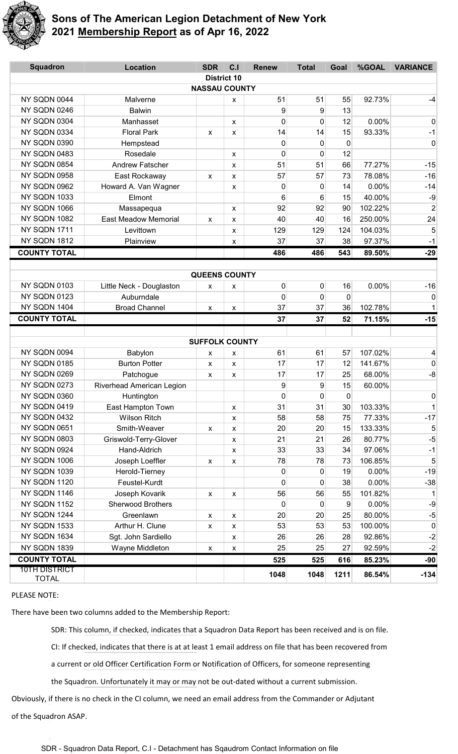# Sons of The American Legion Detachment of New York
# 2021 Membership Report as of Apr 16, 2022

| Squadron | Location | SDR | C.I | Renew | Total | Goal | %GOAL | VARIANCE |
|---|---|---|---|---|---|---|---|---|
| | | **District 10** | | | | | | |
| | | **NASSAU COUNTY** | | | | | | |
| NY SQDN 0044 | Malverne | | x | 51 | 51 | 55 | 92.73% | -4 |
| NY SQDN 0246 | Balwin | | | 9 | 9 | 13 | | |
| NY SQDN 0304 | Manhasset | | x | 0 | 0 | 12 | 0.00% | 0 |
| NY SQDN 0334 | Floral Park | x | x | 14 | 14 | 15 | 93.33% | -1 |
| NY SQDN 0390 | Hempstead | | | 0 | 0 | 0 | | 0 |
| NY SQDN 0483 | Rosedale | | x | 0 | 0 | 12 | | |
| NY SQDN 0854 | Andrew Fatscher | | x | 51 | 51 | 66 | 77.27% | -15 |
| NY SQDN 0958 | East Rockaway | x | x | 57 | 57 | 73 | 78.08% | -16 |
| NY SQDN 0962 | Howard A. Van Wagner | | x | 0 | 0 | 14 | 0.00% | -14 |
| NY SQDN 1033 | Elmont | | | 6 | 6 | 15 | 40.00% | -9 |
| NY SQDN 1066 | Massapequa | | x | 92 | 92 | 90 | 102.22% | 2 |
| NY SQDN 1082 | East Meadow Memorial | x | x | 40 | 40 | 16 | 250.00% | 24 |
| NY SQDN 1711 | Levittown | | x | 129 | 129 | 124 | 104.03% | 5 |
| NY SQDN 1812 | Plainview | | x | 37 | 37 | 38 | 97.37% | -1 |
| **COUNTY TOTAL** | | | | **486** | **486** | **543** | **89.50%** | **-29** |
| | | **QUEENS COUNTY** | | | | | | |
| NY SQDN 0103 | Little Neck - Douglaston | x | x | 0 | 0 | 16 | 0.00% | -16 |
| NY SQDN 0123 | Auburndale | | | 0 | 0 | 0 | | 0 |
| NY SQDN 1404 | Broad Channel | x | x | 37 | 37 | 36 | 102.78% | 1 |
| **COUNTY TOTAL** | | | | **37** | **37** | **52** | **71.15%** | **-15** |
| | | **SUFFOLK COUNTY** | | | | | | |
| NY SQDN 0094 | Babylon | x | x | 61 | 61 | 57 | 107.02% | 4 |
| NY SQDN 0185 | Burton Potter | x | x | 17 | 17 | 12 | 141.67% | 0 |
| NY SQDN 0269 | Patchogue | x | x | 17 | 17 | 25 | 68.00% | -8 |
| NY SQDN 0273 | Riverhead American Legion | | | 9 | 9 | 15 | 60.00% | |
| NY SQDN 0360 | Huntington | | | 0 | 0 | 0 | | 0 |
| NY SQDN 0419 | East Hampton Town | | x | 31 | 31 | 30 | 103.33% | 1 |
| NY SQDN 0432 | Wilson Ritch | | x | 58 | 58 | 75 | 77.33% | -17 |
| NY SQDN 0651 | Smith-Weaver | x | x | 20 | 20 | 15 | 133.33% | 5 |
| NY SQDN 0803 | Griswold-Terry-Glover | | x | 21 | 21 | 26 | 80.77% | -5 |
| NY SQDN 0924 | Hand-Aldrich | | x | 33 | 33 | 34 | 97.06% | -1 |
| NY SQDN 1006 | Joseph Loeffler | x | x | 78 | 78 | 73 | 106.85% | 5 |
| NY SQDN 1039 | Herold-Tierney | | | 0 | 0 | 19 | 0.00% | -19 |
| NY SQDN 1120 | Feustel-Kurdt | | | 0 | 0 | 38 | 0.00% | -38 |
| NY SQDN 1146 | Joseph Kovarik | x | x | 56 | 56 | 55 | 101.82% | 1 |
| NY SQDN 1152 | Sherwood Brothers | | | 0 | 0 | 9 | 0.00% | -9 |
| NY SQDN 1244 | Greenlawn | x | x | 20 | 20 | 25 | 80.00% | -5 |
| NY SQDN 1533 | Arthur H. Clune | x | x | 53 | 53 | 53 | 100.00% | 0 |
| NY SQDN 1634 | Sgt. John Sardiello | | x | 26 | 26 | 28 | 92.86% | -2 |
| NY SQDN 1839 | Wayne Middleton | x | x | 25 | 25 | 27 | 92.59% | -2 |
| **COUNTY TOTAL** | | | | **525** | **525** | **616** | **85.23%** | **-90** |
| **10TH DISTRICT TOTAL** | | | | **1048** | **1048** | **1211** | **86.54%** | **-134** |

PLEASE NOTE:

There have been two columns added to the Membership Report:

> SDR: This column, if checked, indicates that a Squadron Data Report has been received and is on file.
>
> CI: If checked, indicates that there is at at least 1 email address on file that has been recovered from a current or old Officer Certification Form or Notification of Officers, for someone representing the Squadron. Unfortunately it may or may not be out-dated without a current submission.

Obviously, if there is no check in the CI column, we need an email address from the Commander or Adjutant of the Squadron ASAP.

SDR - Squadron Data Report, C.I - Detachment has Sqaudrom Contact Information on file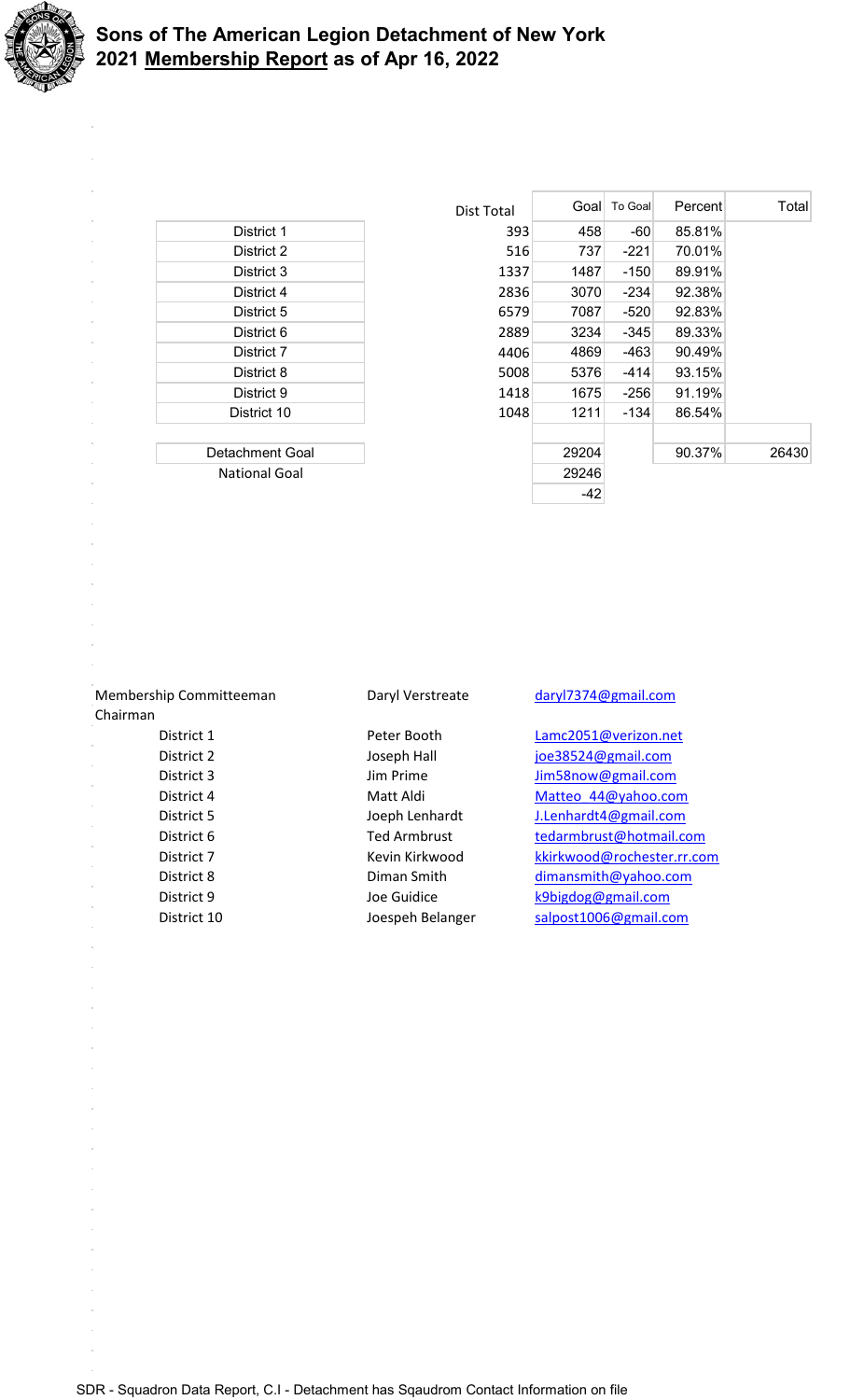# Sons of The American Legion Detachment of New York
# 2021 Membership Report as of Apr 16, 2022

| | Dist Total | Goal | To Goal | Percent | Total |
|---|---|---|---|---|---|
| District 1 | 393 | 458 | -60 | 85.81% | |
| District 2 | 516 | 737 | -221 | 70.01% | |
| District 3 | 1337 | 1487 | -150 | 89.91% | |
| District 4 | 2836 | 3070 | -234 | 92.38% | |
| District 5 | 6579 | 7087 | -520 | 92.83% | |
| District 6 | 2889 | 3234 | -345 | 89.33% | |
| District 7 | 4406 | 4869 | -463 | 90.49% | |
| District 8 | 5008 | 5376 | -414 | 93.15% | |
| District 9 | 1418 | 1675 | -256 | 91.19% | |
| District 10 | 1048 | 1211 | -134 | 86.54% | |
| | | | | | |
| Detachment Goal | | 29204 | | 90.37% | 26430 |
| National Goal | | 29246 | | | |
| | | -42 | | | |

| | | |
|---|---|---|
| Membership Committeeman Chairman | Daryl Verstreate | daryl7374@gmail.com |
| District 1 | Peter Booth | Lamc2051@verizon.net |
| District 2 | Joseph Hall | joe38524@gmail.com |
| District 3 | Jim Prime | Jim58now@gmail.com |
| District 4 | Matt Aldi | Matteo_44@yahoo.com |
| District 5 | Joeph Lenhardt | J.Lenhardt4@gmail.com |
| District 6 | Ted Armbrust | tedarmbrust@hotmail.com |
| District 7 | Kevin Kirkwood | kkirkwood@rochester.rr.com |
| District 8 | Diman Smith | dimansmith@yahoo.com |
| District 9 | Joe Guidice | k9bigdog@gmail.com |
| District 10 | Joespeh Belanger | salpost1006@gmail.com |

SDR - Squadron Data Report, C.I - Detachment has Sqaudrom Contact Information on file